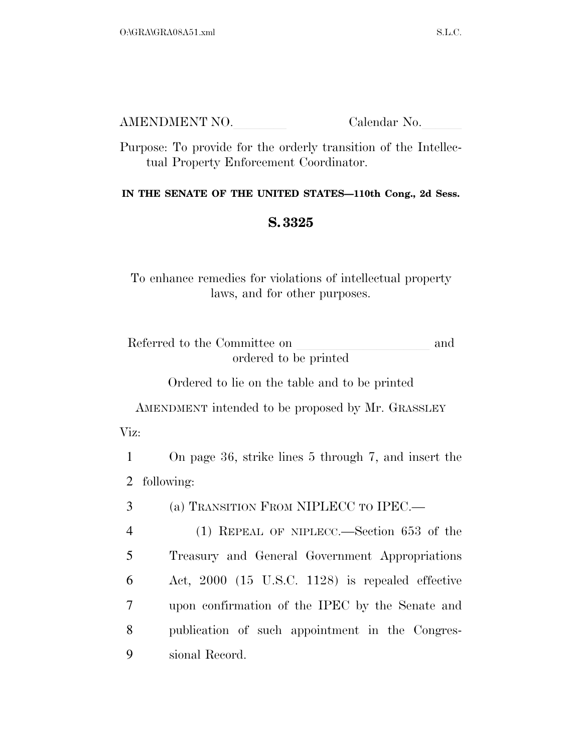AMENDMENT NO.\_\_\_\_\_\_\_\_ Calendar No.\_\_\_\_\_\_

Purpose: To provide for the orderly transition of the Intellectual Property Enforcement Coordinator.

**IN THE SENATE OF THE UNITED STATES—110th Cong., 2d Sess.**

**S. 3325**

To enhance remedies for violations of intellectual property laws, and for other purposes.

Referred to the Committee on \_\_\_\_\_\_\_\_\_\_\_\_\_\_\_\_\_\_\_\_ and ordered to be printed

Ordered to lie on the table and to be printed

AMENDMENT intended to be proposed by Mr. GRASSLEY

Viz:

1 On page 36, strike lines 5 through 7, and insert the
2 following:

3 (a) TRANSITION FROM NIPLECC TO IPEC.—

4 (1) REPEAL OF NIPLECC.—Section 653 of the
5 Treasury and General Government Appropriations
6 Act, 2000 (15 U.S.C. 1128) is repealed effective
7 upon confirmation of the IPEC by the Senate and
8 publication of such appointment in the Congres-
9 sional Record.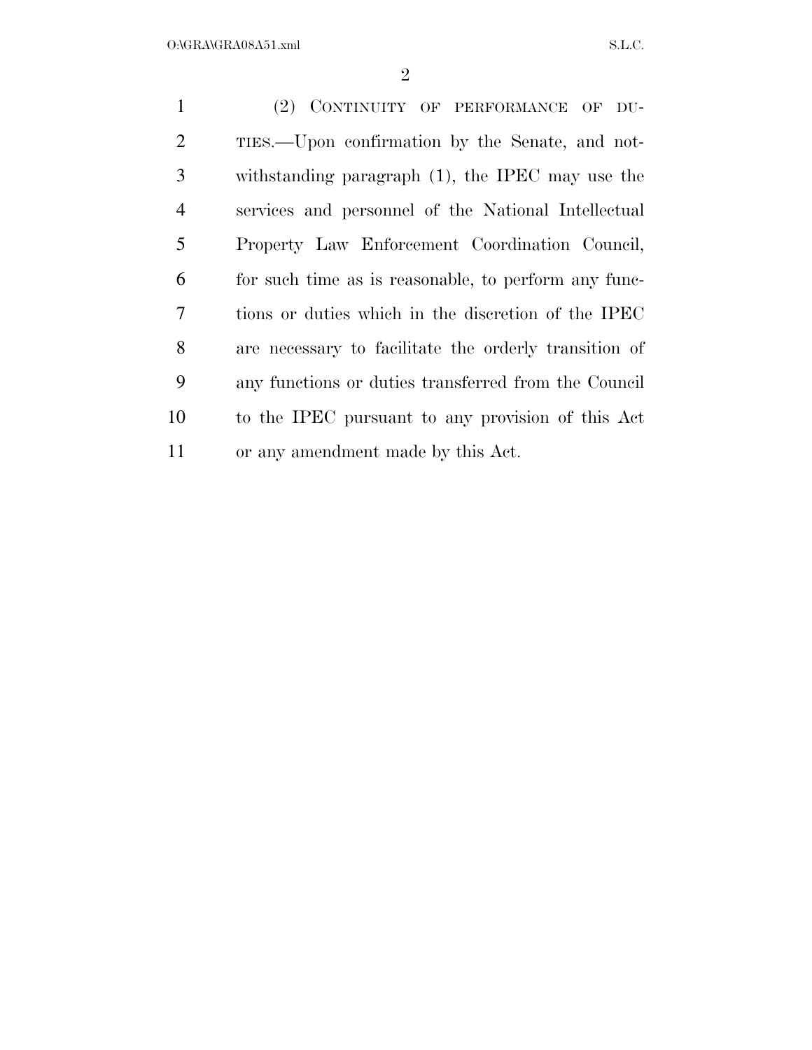(2) CONTINUITY OF PERFORMANCE OF DUTIES.—Upon confirmation by the Senate, and notwithstanding paragraph (1), the IPEC may use the services and personnel of the National Intellectual Property Law Enforcement Coordination Council, for such time as is reasonable, to perform any functions or duties which in the discretion of the IPEC are necessary to facilitate the orderly transition of any functions or duties transferred from the Council to the IPEC pursuant to any provision of this Act or any amendment made by this Act.